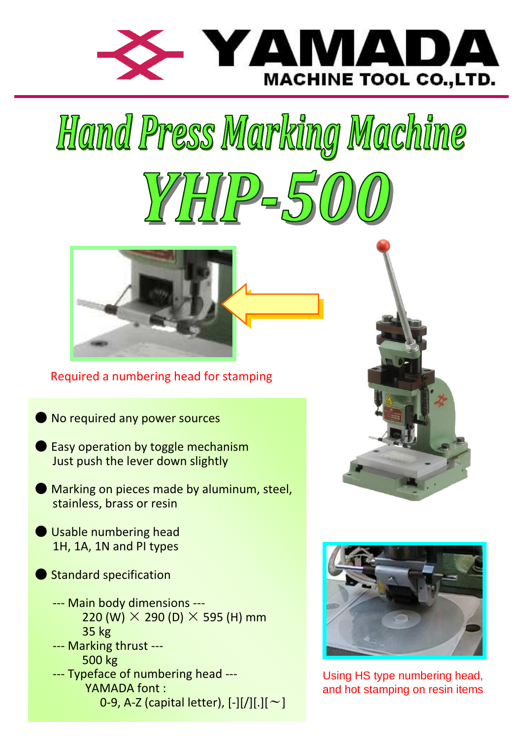# YAMADA MACHINE TOOL CO.,LTD.

# Hand Press Marking Machine

# YHP-500

Required a numbering head for stamping

- No required any power sources
- Easy operation by toggle mechanism
  Just push the lever down slightly
- Marking on pieces made by aluminum, steel, stainless, brass or resin
- Usable numbering head
  1H, 1A, 1N and PI types
- Standard specification

  --- Main body dimensions ---
  220 (W) × 290 (D) × 595 (H) mm
  35 kg

  --- Marking thrust ---
  500 kg

  --- Typeface of numbering head ---
  YAMADA font :
  0-9, A-Z (capital letter), [-][/][.][～]

Using HS type numbering head, and hot stamping on resin items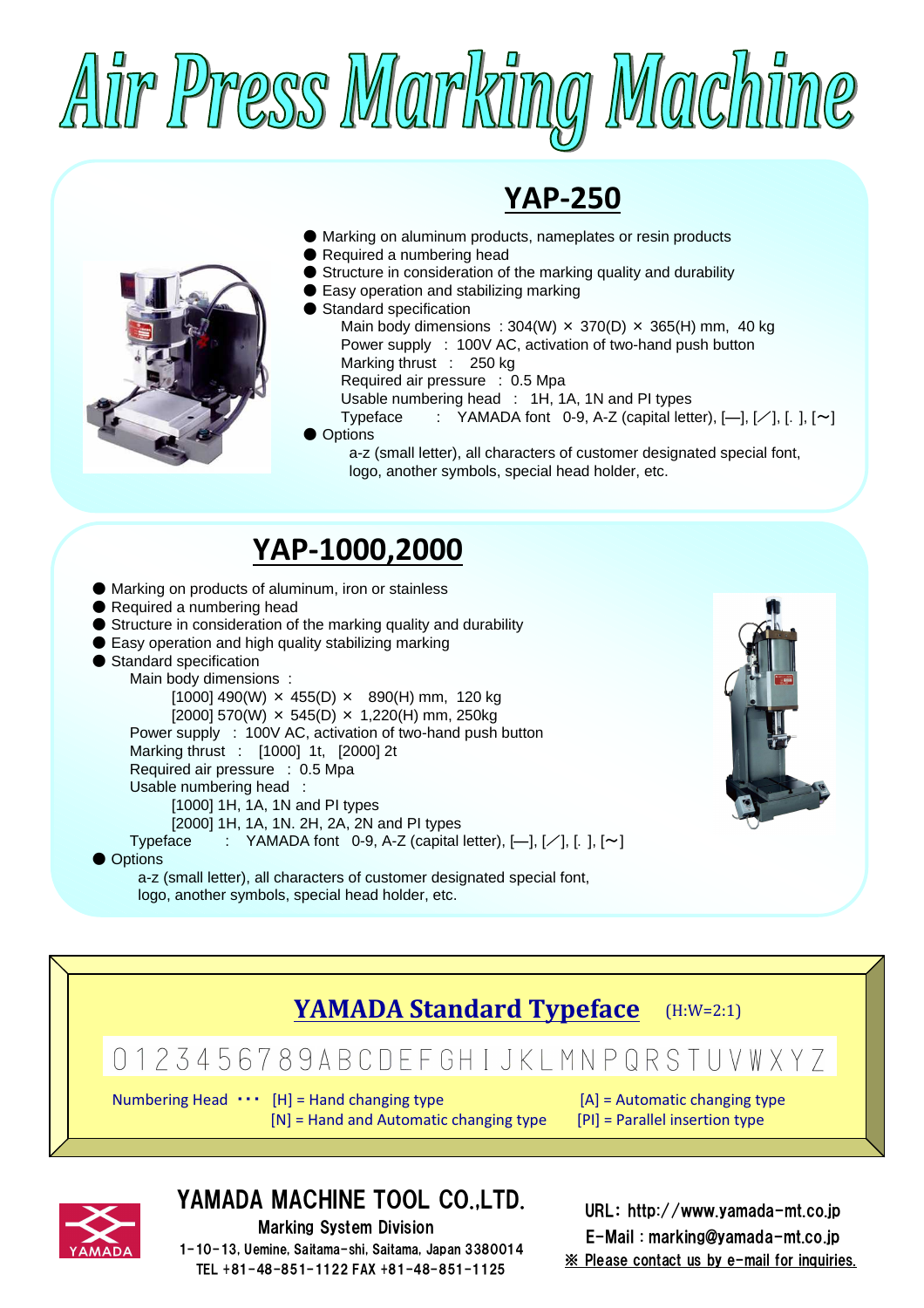# Air Press Marking Machine

## YAP-250

- Marking on aluminum products, nameplates or resin products
- Required a numbering head
- Structure in consideration of the marking quality and durability
- Easy operation and stabilizing marking
- Standard specification
  - Main body dimensions : 304(W) × 370(D) × 365(H) mm, 40 kg
  - Power supply : 100V AC, activation of two-hand push button
  - Marking thrust : 250 kg
  - Required air pressure : 0.5 Mpa
  - Usable numbering head : 1H, 1A, 1N and PI types
  - Typeface : YAMADA font 0-9, A-Z (capital letter), [—], [／], [. ], [〜]
- Options
  - a-z (small letter), all characters of customer designated special font, logo, another symbols, special head holder, etc.

## YAP-1000,2000

- Marking on products of aluminum, iron or stainless
- Required a numbering head
- Structure in consideration of the marking quality and durability
- Easy operation and high quality stabilizing marking
- Standard specification
  - Main body dimensions :
    - [1000] 490(W) × 455(D) × 890(H) mm, 120 kg
    - [2000] 570(W) × 545(D) × 1,220(H) mm, 250kg
  - Power supply : 100V AC, activation of two-hand push button
  - Marking thrust : [1000] 1t, [2000] 2t
  - Required air pressure : 0.5 Mpa
  - Usable numbering head :
    - [1000] 1H, 1A, 1N and PI types
    - [2000] 1H, 1A, 1N. 2H, 2A, 2N and PI types
  - Typeface : YAMADA font 0-9, A-Z (capital letter), [—], [／], [. ], [〜]
- Options
  - a-z (small letter), all characters of customer designated special font, logo, another symbols, special head holder, etc.

## YAMADA Standard Typeface (H:W=2:1)

0 1 2 3 4 5 6 7 8 9 A B C D E F G H I J K L M N P Q R S T U V W X Y Z

Numbering Head ･･･ [H] = Hand changing type [A] = Automatic changing type
[N] = Hand and Automatic changing type [PI] = Parallel insertion type

**YAMADA MACHINE TOOL CO.,LTD.**
Marking System Division
1-10-13, Uemine, Saitama-shi, Saitama, Japan 3380014
TEL +81-48-851-1122 FAX +81-48-851-1125

URL: http://www.yamada-mt.co.jp
E-Mail : marking@yamada-mt.co.jp
※ Please contact us by e-mail for inquiries.